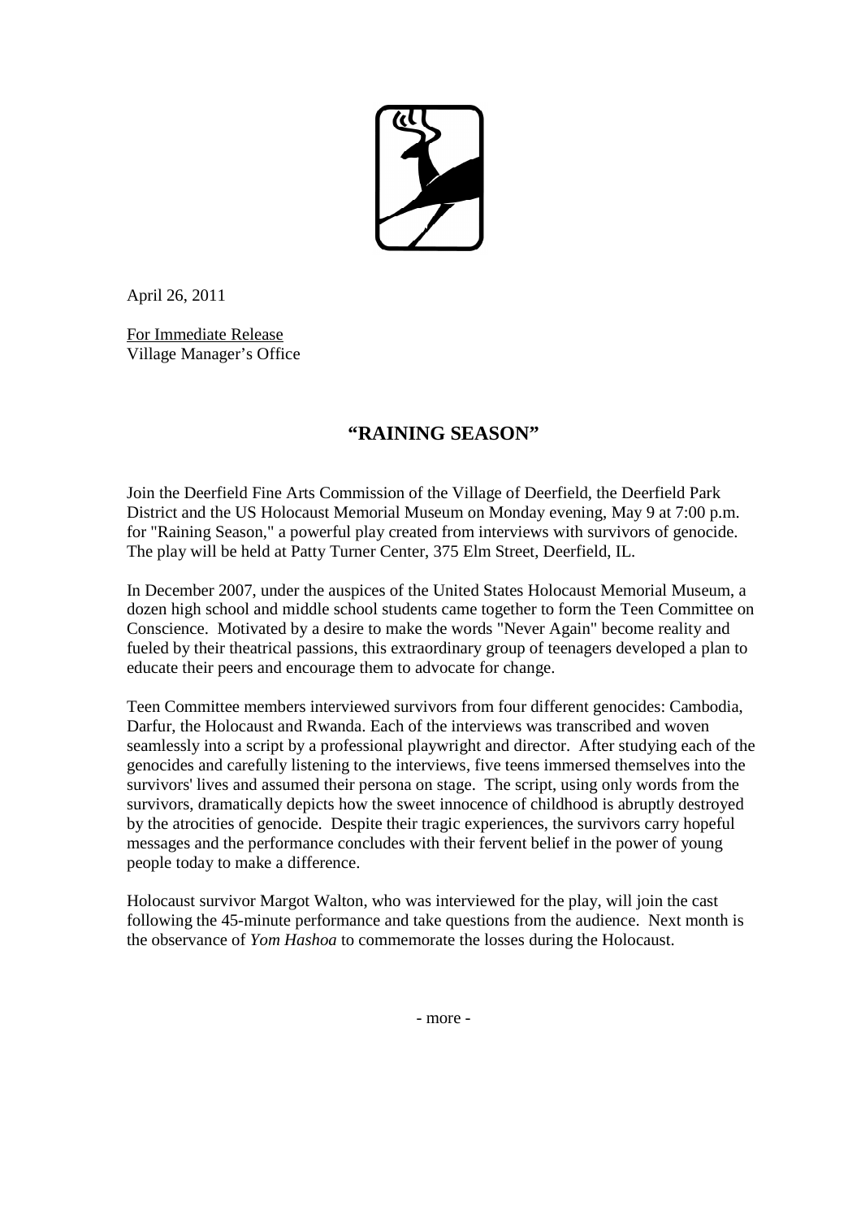April 26, 2011

For Immediate Release
Village Manager's Office

# "RAINING SEASON"

Join the Deerfield Fine Arts Commission of the Village of Deerfield, the Deerfield Park District and the US Holocaust Memorial Museum on Monday evening, May 9 at 7:00 p.m. for "Raining Season," a powerful play created from interviews with survivors of genocide. The play will be held at Patty Turner Center, 375 Elm Street, Deerfield, IL.

In December 2007, under the auspices of the United States Holocaust Memorial Museum, a dozen high school and middle school students came together to form the Teen Committee on Conscience. Motivated by a desire to make the words "Never Again" become reality and fueled by their theatrical passions, this extraordinary group of teenagers developed a plan to educate their peers and encourage them to advocate for change.

Teen Committee members interviewed survivors from four different genocides: Cambodia, Darfur, the Holocaust and Rwanda. Each of the interviews was transcribed and woven seamlessly into a script by a professional playwright and director. After studying each of the genocides and carefully listening to the interviews, five teens immersed themselves into the survivors' lives and assumed their persona on stage. The script, using only words from the survivors, dramatically depicts how the sweet innocence of childhood is abruptly destroyed by the atrocities of genocide. Despite their tragic experiences, the survivors carry hopeful messages and the performance concludes with their fervent belief in the power of young people today to make a difference.

Holocaust survivor Margot Walton, who was interviewed for the play, will join the cast following the 45-minute performance and take questions from the audience. Next month is the observance of *Yom Hashoa* to commemorate the losses during the Holocaust.

- more -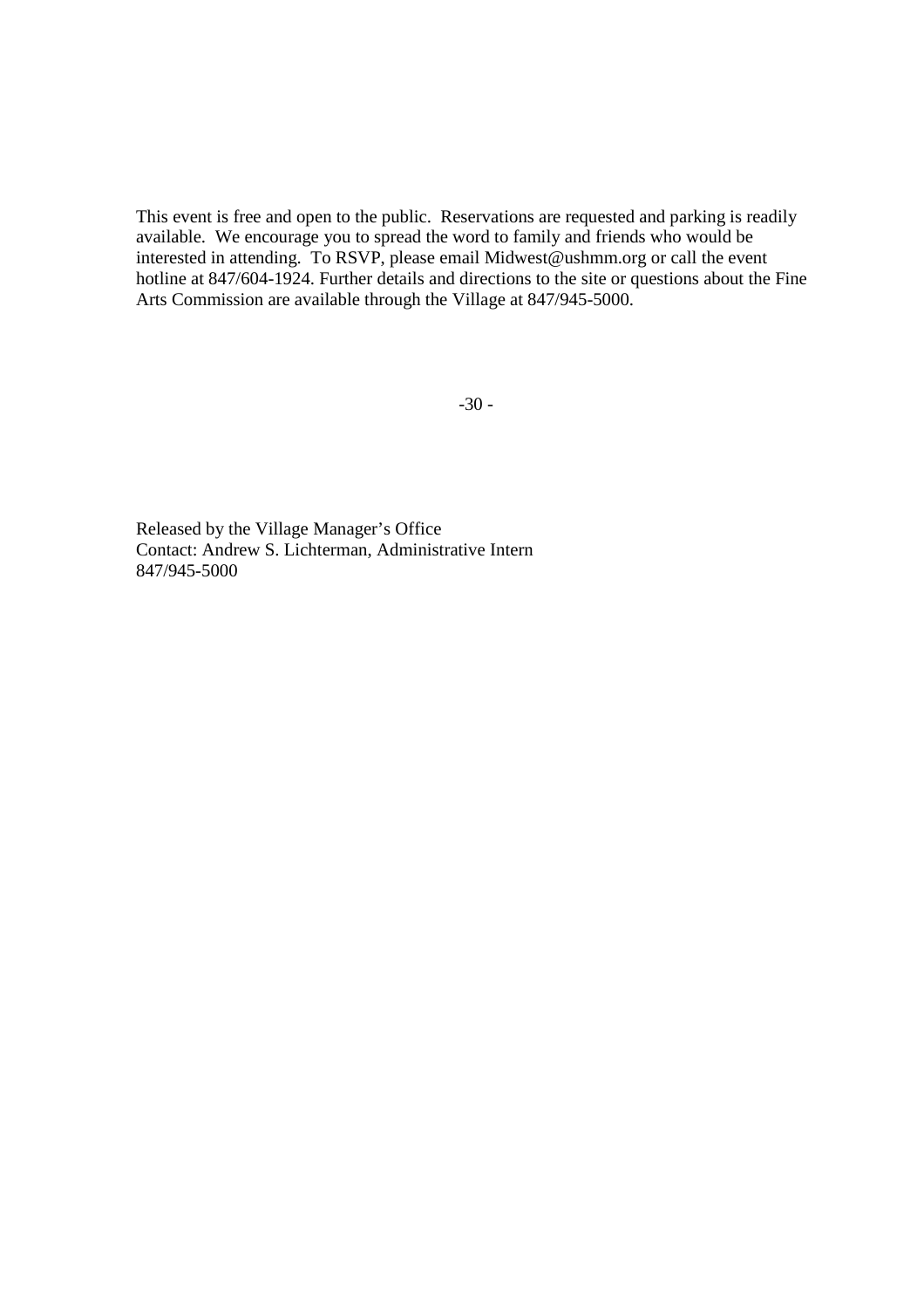This event is free and open to the public. Reservations are requested and parking is readily available. We encourage you to spread the word to family and friends who would be interested in attending. To RSVP, please email Midwest@ushmm.org or call the event hotline at 847/604-1924. Further details and directions to the site or questions about the Fine Arts Commission are available through the Village at 847/945-5000.

-30 -

Released by the Village Manager's Office
Contact: Andrew S. Lichterman, Administrative Intern
847/945-5000